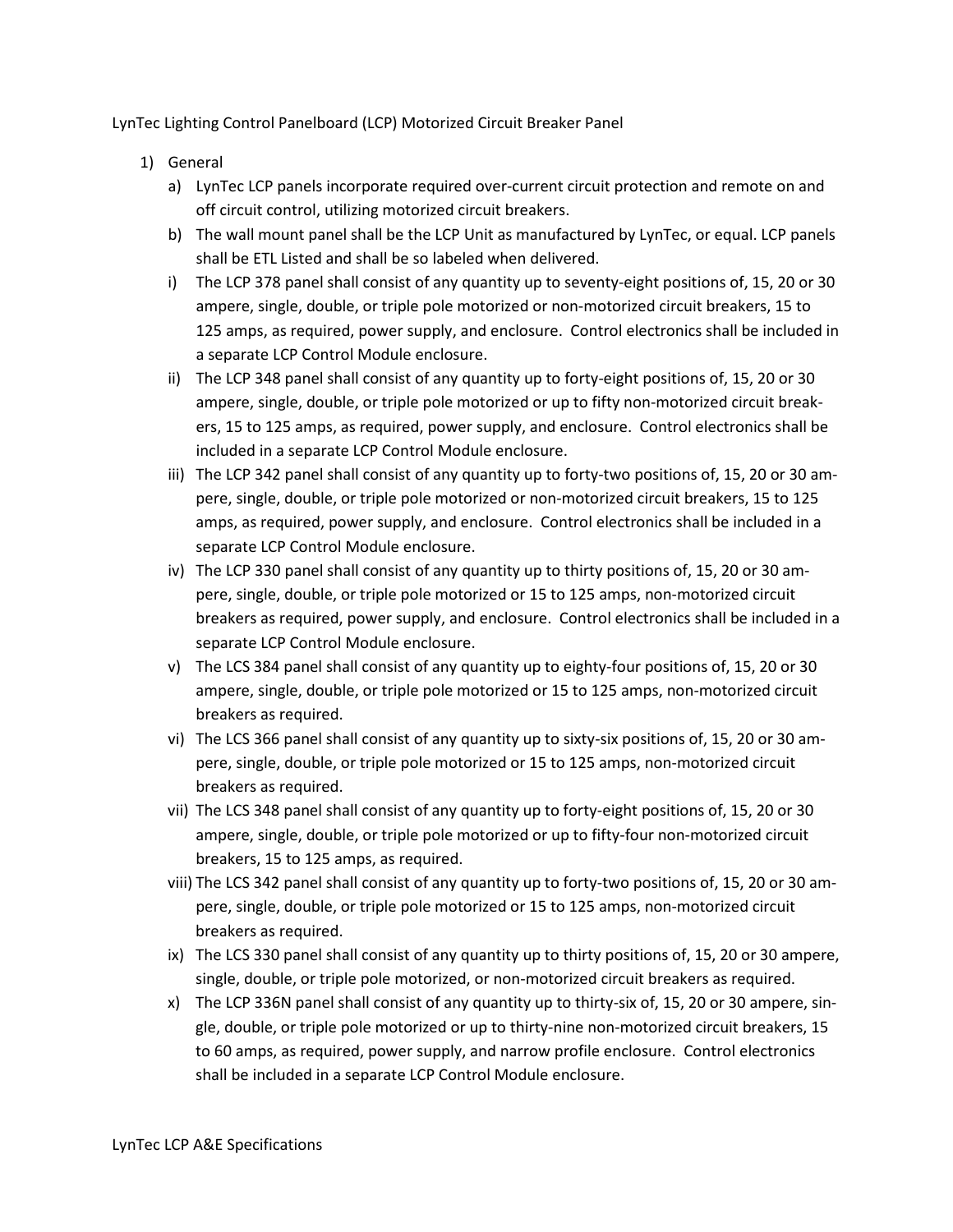LynTec Lighting Control Panelboard (LCP) Motorized Circuit Breaker Panel

1) General
   a) LynTec LCP panels incorporate required over-current circuit protection and remote on and off circuit control, utilizing motorized circuit breakers.
   b) The wall mount panel shall be the LCP Unit as manufactured by LynTec, or equal. LCP panels shall be ETL Listed and shall be so labeled when delivered.
   i) The LCP 378 panel shall consist of any quantity up to seventy-eight positions of, 15, 20 or 30 ampere, single, double, or triple pole motorized or non-motorized circuit breakers, 15 to 125 amps, as required, power supply, and enclosure. Control electronics shall be included in a separate LCP Control Module enclosure.
   ii) The LCP 348 panel shall consist of any quantity up to forty-eight positions of, 15, 20 or 30 ampere, single, double, or triple pole motorized or up to fifty non-motorized circuit breakers, 15 to 125 amps, as required, power supply, and enclosure. Control electronics shall be included in a separate LCP Control Module enclosure.
   iii) The LCP 342 panel shall consist of any quantity up to forty-two positions of, 15, 20 or 30 ampere, single, double, or triple pole motorized or non-motorized circuit breakers, 15 to 125 amps, as required, power supply, and enclosure. Control electronics shall be included in a separate LCP Control Module enclosure.
   iv) The LCP 330 panel shall consist of any quantity up to thirty positions of, 15, 20 or 30 ampere, single, double, or triple pole motorized or 15 to 125 amps, non-motorized circuit breakers as required, power supply, and enclosure. Control electronics shall be included in a separate LCP Control Module enclosure.
   v) The LCS 384 panel shall consist of any quantity up to eighty-four positions of, 15, 20 or 30 ampere, single, double, or triple pole motorized or 15 to 125 amps, non-motorized circuit breakers as required.
   vi) The LCS 366 panel shall consist of any quantity up to sixty-six positions of, 15, 20 or 30 ampere, single, double, or triple pole motorized or 15 to 125 amps, non-motorized circuit breakers as required.
   vii) The LCS 348 panel shall consist of any quantity up to forty-eight positions of, 15, 20 or 30 ampere, single, double, or triple pole motorized or up to fifty-four non-motorized circuit breakers, 15 to 125 amps, as required.
   viii) The LCS 342 panel shall consist of any quantity up to forty-two positions of, 15, 20 or 30 ampere, single, double, or triple pole motorized or 15 to 125 amps, non-motorized circuit breakers as required.
   ix) The LCS 330 panel shall consist of any quantity up to thirty positions of, 15, 20 or 30 ampere, single, double, or triple pole motorized, or non-motorized circuit breakers as required.
   x) The LCP 336N panel shall consist of any quantity up to thirty-six of, 15, 20 or 30 ampere, single, double, or triple pole motorized or up to thirty-nine non-motorized circuit breakers, 15 to 60 amps, as required, power supply, and narrow profile enclosure. Control electronics shall be included in a separate LCP Control Module enclosure.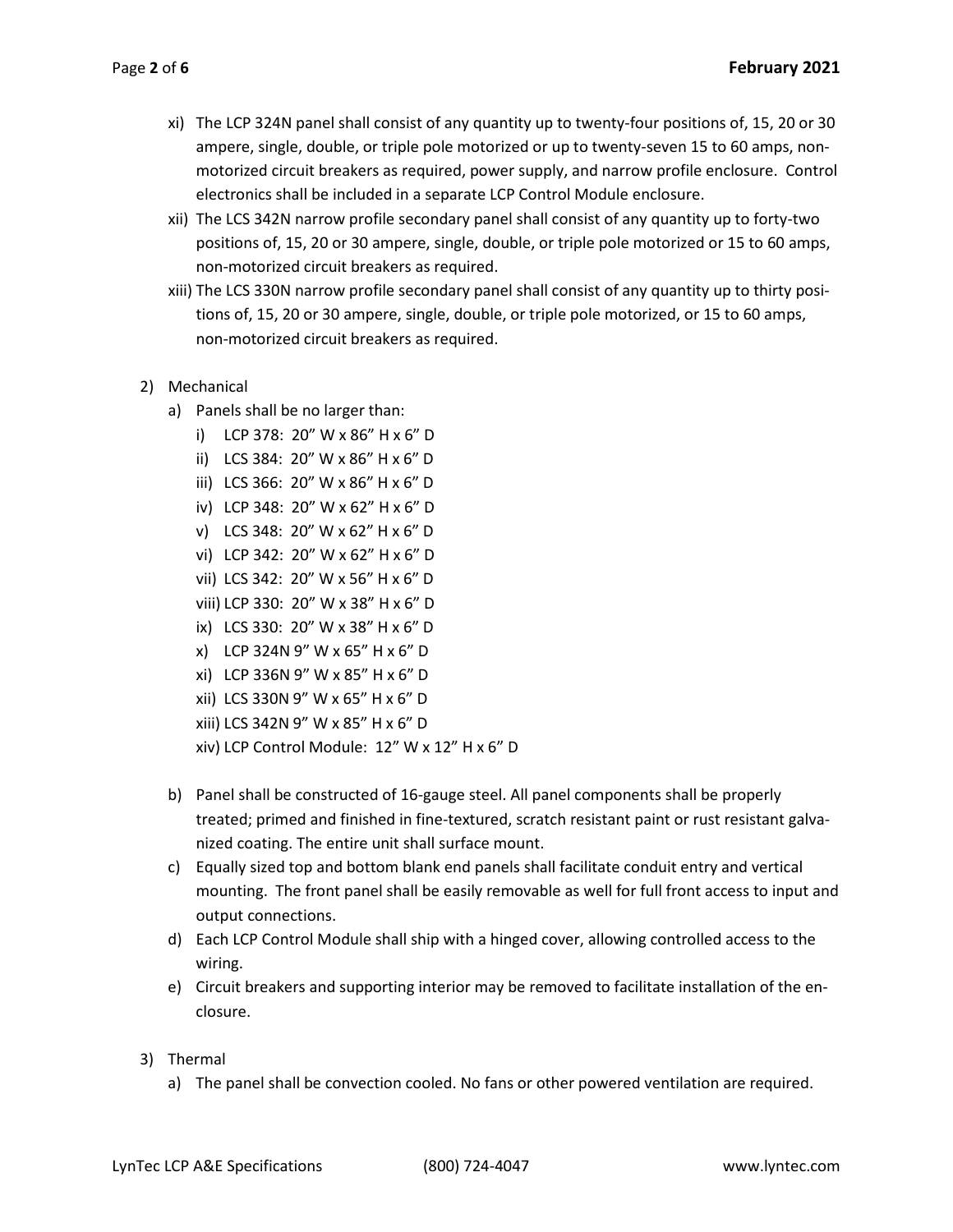xi) The LCP 324N panel shall consist of any quantity up to twenty-four positions of, 15, 20 or 30 ampere, single, double, or triple pole motorized or up to twenty-seven 15 to 60 amps, non-motorized circuit breakers as required, power supply, and narrow profile enclosure. Control electronics shall be included in a separate LCP Control Module enclosure.

xii) The LCS 342N narrow profile secondary panel shall consist of any quantity up to forty-two positions of, 15, 20 or 30 ampere, single, double, or triple pole motorized or 15 to 60 amps, non-motorized circuit breakers as required.

xiii) The LCS 330N narrow profile secondary panel shall consist of any quantity up to thirty positions of, 15, 20 or 30 ampere, single, double, or triple pole motorized, or 15 to 60 amps, non-motorized circuit breakers as required.

2) Mechanical
   a) Panels shall be no larger than:
      i) LCP 378: 20" W x 86" H x 6" D
      ii) LCS 384: 20" W x 86" H x 6" D
      iii) LCS 366: 20" W x 86" H x 6" D
      iv) LCP 348: 20" W x 62" H x 6" D
      v) LCS 348: 20" W x 62" H x 6" D
      vi) LCP 342: 20" W x 62" H x 6" D
      vii) LCS 342: 20" W x 56" H x 6" D
      viii) LCP 330: 20" W x 38" H x 6" D
      ix) LCS 330: 20" W x 38" H x 6" D
      x) LCP 324N 9" W x 65" H x 6" D
      xi) LCP 336N 9" W x 85" H x 6" D
      xii) LCS 330N 9" W x 65" H x 6" D
      xiii) LCS 342N 9" W x 85" H x 6" D
      xiv) LCP Control Module: 12" W x 12" H x 6" D

   b) Panel shall be constructed of 16-gauge steel. All panel components shall be properly treated; primed and finished in fine-textured, scratch resistant paint or rust resistant galvanized coating. The entire unit shall surface mount.
   c) Equally sized top and bottom blank end panels shall facilitate conduit entry and vertical mounting. The front panel shall be easily removable as well for full front access to input and output connections.
   d) Each LCP Control Module shall ship with a hinged cover, allowing controlled access to the wiring.
   e) Circuit breakers and supporting interior may be removed to facilitate installation of the enclosure.

3) Thermal
   a) The panel shall be convection cooled. No fans or other powered ventilation are required.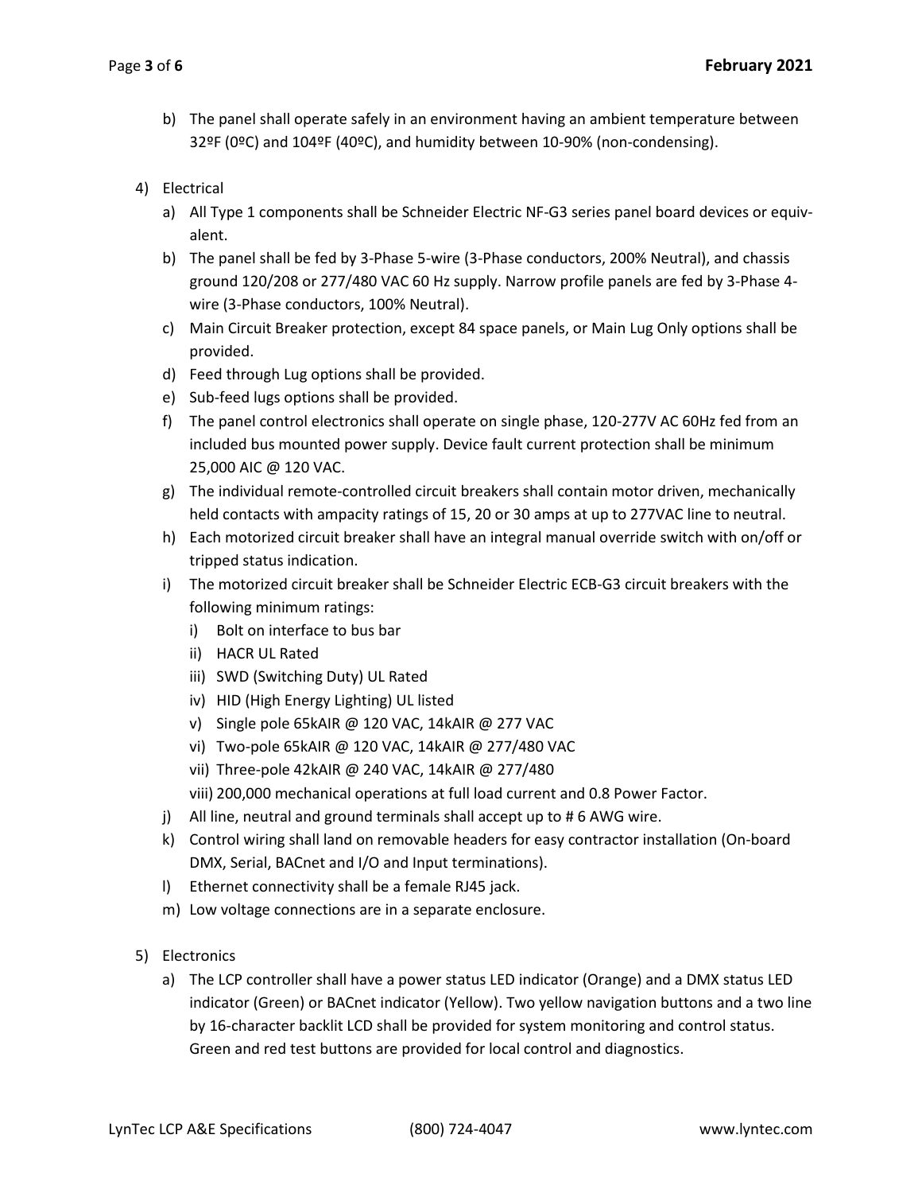b) The panel shall operate safely in an environment having an ambient temperature between 32ºF (0ºC) and 104ºF (40ºC), and humidity between 10-90% (non-condensing).

4) Electrical
   a) All Type 1 components shall be Schneider Electric NF-G3 series panel board devices or equivalent.
   b) The panel shall be fed by 3-Phase 5-wire (3-Phase conductors, 200% Neutral), and chassis ground 120/208 or 277/480 VAC 60 Hz supply. Narrow profile panels are fed by 3-Phase 4-wire (3-Phase conductors, 100% Neutral).
   c) Main Circuit Breaker protection, except 84 space panels, or Main Lug Only options shall be provided.
   d) Feed through Lug options shall be provided.
   e) Sub-feed lugs options shall be provided.
   f) The panel control electronics shall operate on single phase, 120-277V AC 60Hz fed from an included bus mounted power supply. Device fault current protection shall be minimum 25,000 AIC @ 120 VAC.
   g) The individual remote-controlled circuit breakers shall contain motor driven, mechanically held contacts with ampacity ratings of 15, 20 or 30 amps at up to 277VAC line to neutral.
   h) Each motorized circuit breaker shall have an integral manual override switch with on/off or tripped status indication.
   i) The motorized circuit breaker shall be Schneider Electric ECB-G3 circuit breakers with the following minimum ratings:
      i) Bolt on interface to bus bar
      ii) HACR UL Rated
      iii) SWD (Switching Duty) UL Rated
      iv) HID (High Energy Lighting) UL listed
      v) Single pole 65kAIR @ 120 VAC, 14kAIR @ 277 VAC
      vi) Two-pole 65kAIR @ 120 VAC, 14kAIR @ 277/480 VAC
      vii) Three-pole 42kAIR @ 240 VAC, 14kAIR @ 277/480
      viii) 200,000 mechanical operations at full load current and 0.8 Power Factor.
   j) All line, neutral and ground terminals shall accept up to # 6 AWG wire.
   k) Control wiring shall land on removable headers for easy contractor installation (On-board DMX, Serial, BACnet and I/O and Input terminations).
   l) Ethernet connectivity shall be a female RJ45 jack.
   m) Low voltage connections are in a separate enclosure.

5) Electronics
   a) The LCP controller shall have a power status LED indicator (Orange) and a DMX status LED indicator (Green) or BACnet indicator (Yellow). Two yellow navigation buttons and a two line by 16-character backlit LCD shall be provided for system monitoring and control status. Green and red test buttons are provided for local control and diagnostics.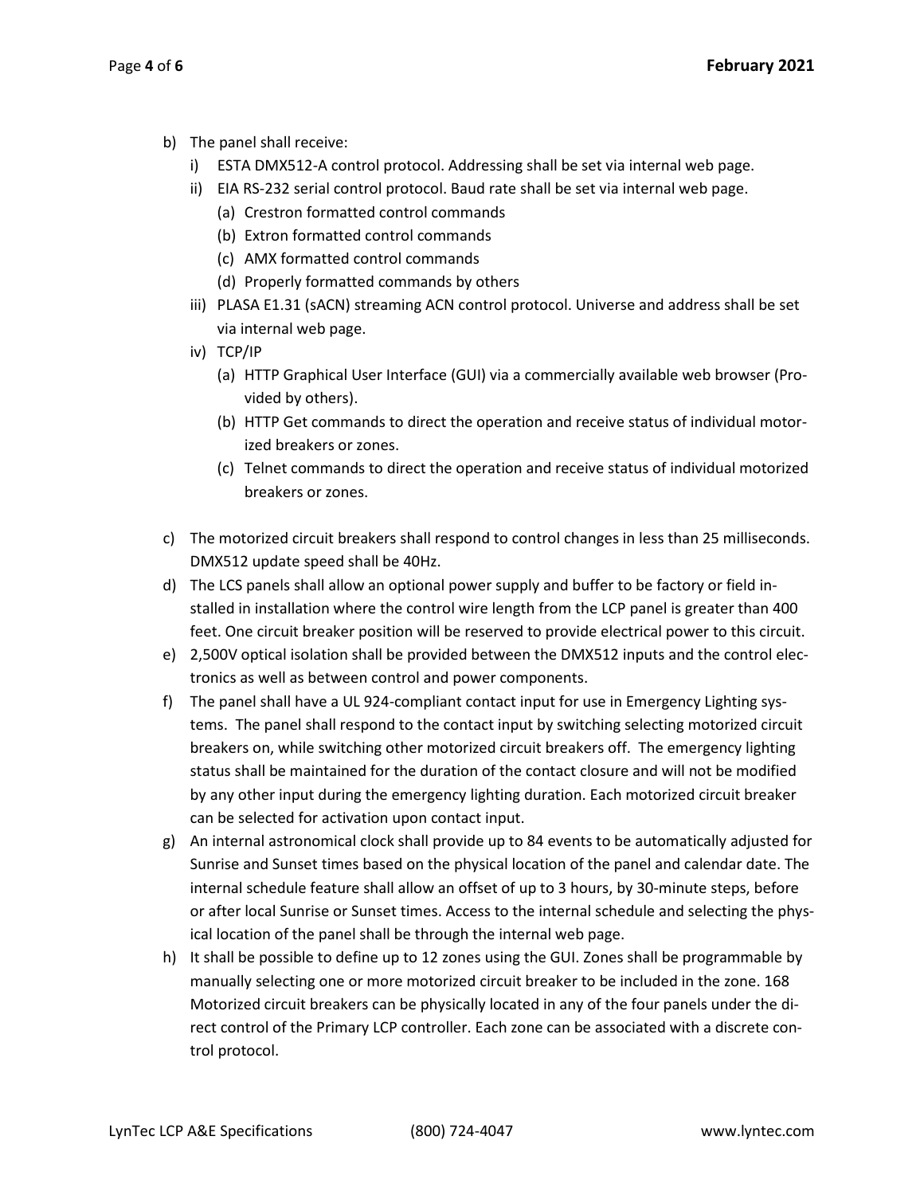b) The panel shall receive:
   i) ESTA DMX512-A control protocol. Addressing shall be set via internal web page.
   ii) EIA RS-232 serial control protocol. Baud rate shall be set via internal web page.
      (a) Crestron formatted control commands
      (b) Extron formatted control commands
      (c) AMX formatted control commands
      (d) Properly formatted commands by others
   iii) PLASA E1.31 (sACN) streaming ACN control protocol. Universe and address shall be set via internal web page.
   iv) TCP/IP
      (a) HTTP Graphical User Interface (GUI) via a commercially available web browser (Provided by others).
      (b) HTTP Get commands to direct the operation and receive status of individual motorized breakers or zones.
      (c) Telnet commands to direct the operation and receive status of individual motorized breakers or zones.

c) The motorized circuit breakers shall respond to control changes in less than 25 milliseconds. DMX512 update speed shall be 40Hz.

d) The LCS panels shall allow an optional power supply and buffer to be factory or field installed in installation where the control wire length from the LCP panel is greater than 400 feet. One circuit breaker position will be reserved to provide electrical power to this circuit.

e) 2,500V optical isolation shall be provided between the DMX512 inputs and the control electronics as well as between control and power components.

f) The panel shall have a UL 924-compliant contact input for use in Emergency Lighting systems. The panel shall respond to the contact input by switching selecting motorized circuit breakers on, while switching other motorized circuit breakers off. The emergency lighting status shall be maintained for the duration of the contact closure and will not be modified by any other input during the emergency lighting duration. Each motorized circuit breaker can be selected for activation upon contact input.

g) An internal astronomical clock shall provide up to 84 events to be automatically adjusted for Sunrise and Sunset times based on the physical location of the panel and calendar date. The internal schedule feature shall allow an offset of up to 3 hours, by 30-minute steps, before or after local Sunrise or Sunset times. Access to the internal schedule and selecting the physical location of the panel shall be through the internal web page.

h) It shall be possible to define up to 12 zones using the GUI. Zones shall be programmable by manually selecting one or more motorized circuit breaker to be included in the zone. 168 Motorized circuit breakers can be physically located in any of the four panels under the direct control of the Primary LCP controller. Each zone can be associated with a discrete control protocol.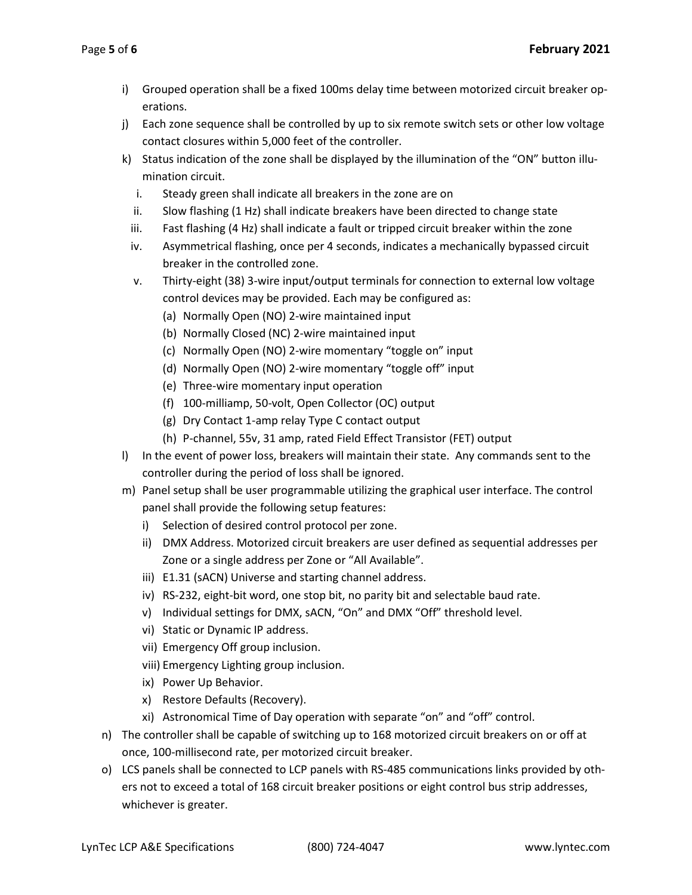i) Grouped operation shall be a fixed 100ms delay time between motorized circuit breaker operations.

j) Each zone sequence shall be controlled by up to six remote switch sets or other low voltage contact closures within 5,000 feet of the controller.

k) Status indication of the zone shall be displayed by the illumination of the "ON" button illumination circuit.

   i. Steady green shall indicate all breakers in the zone are on
   ii. Slow flashing (1 Hz) shall indicate breakers have been directed to change state
   iii. Fast flashing (4 Hz) shall indicate a fault or tripped circuit breaker within the zone
   iv. Asymmetrical flashing, once per 4 seconds, indicates a mechanically bypassed circuit breaker in the controlled zone.
   v. Thirty-eight (38) 3-wire input/output terminals for connection to external low voltage control devices may be provided. Each may be configured as:
      (a) Normally Open (NO) 2-wire maintained input
      (b) Normally Closed (NC) 2-wire maintained input
      (c) Normally Open (NO) 2-wire momentary "toggle on" input
      (d) Normally Open (NO) 2-wire momentary "toggle off" input
      (e) Three-wire momentary input operation
      (f) 100-milliamp, 50-volt, Open Collector (OC) output
      (g) Dry Contact 1-amp relay Type C contact output
      (h) P-channel, 55v, 31 amp, rated Field Effect Transistor (FET) output

l) In the event of power loss, breakers will maintain their state. Any commands sent to the controller during the period of loss shall be ignored.

m) Panel setup shall be user programmable utilizing the graphical user interface. The control panel shall provide the following setup features:

   i) Selection of desired control protocol per zone.
   ii) DMX Address. Motorized circuit breakers are user defined as sequential addresses per Zone or a single address per Zone or "All Available".
   iii) E1.31 (sACN) Universe and starting channel address.
   iv) RS-232, eight-bit word, one stop bit, no parity bit and selectable baud rate.
   v) Individual settings for DMX, sACN, "On" and DMX "Off" threshold level.
   vi) Static or Dynamic IP address.
   vii) Emergency Off group inclusion.
   viii) Emergency Lighting group inclusion.
   ix) Power Up Behavior.
   x) Restore Defaults (Recovery).
   xi) Astronomical Time of Day operation with separate "on" and "off" control.

n) The controller shall be capable of switching up to 168 motorized circuit breakers on or off at once, 100-millisecond rate, per motorized circuit breaker.

o) LCS panels shall be connected to LCP panels with RS-485 communications links provided by others not to exceed a total of 168 circuit breaker positions or eight control bus strip addresses, whichever is greater.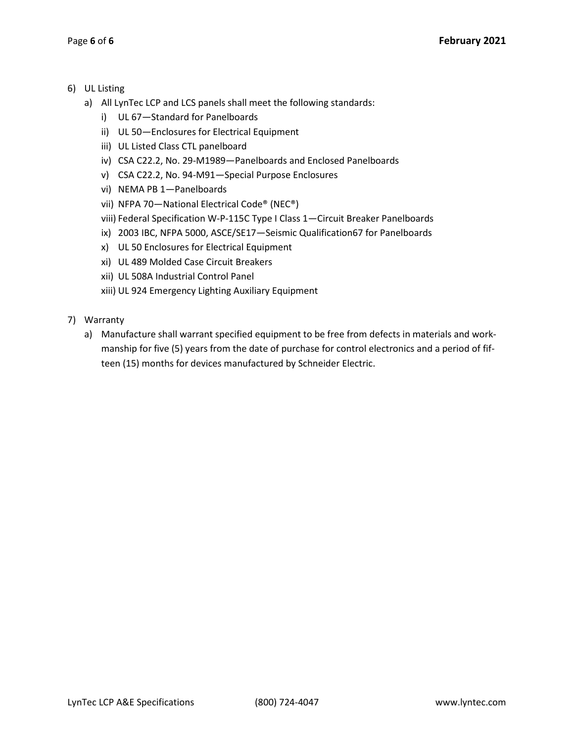6) UL Listing
   a) All LynTec LCP and LCS panels shall meet the following standards:
      i) UL 67—Standard for Panelboards
      ii) UL 50—Enclosures for Electrical Equipment
      iii) UL Listed Class CTL panelboard
      iv) CSA C22.2, No. 29-M1989—Panelboards and Enclosed Panelboards
      v) CSA C22.2, No. 94-M91—Special Purpose Enclosures
      vi) NEMA PB 1—Panelboards
      vii) NFPA 70—National Electrical Code® (NEC®)
      viii) Federal Specification W-P-115C Type I Class 1—Circuit Breaker Panelboards
      ix) 2003 IBC, NFPA 5000, ASCE/SE17—Seismic Qualification67 for Panelboards
      x) UL 50 Enclosures for Electrical Equipment
      xi) UL 489 Molded Case Circuit Breakers
      xii) UL 508A Industrial Control Panel
      xiii) UL 924 Emergency Lighting Auxiliary Equipment

7) Warranty
   a) Manufacture shall warrant specified equipment to be free from defects in materials and workmanship for five (5) years from the date of purchase for control electronics and a period of fifteen (15) months for devices manufactured by Schneider Electric.